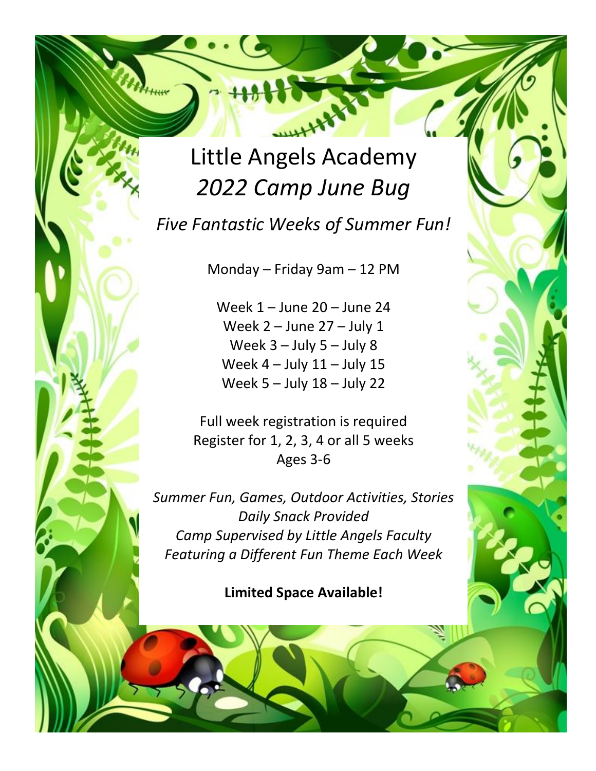# Little Angels Academy

## *2022 Camp June Bug*

### *Five Fantastic Weeks of Summer Fun!*

Monday – Friday 9am – 12 PM

Week 1 – June 20 – June 24
Week 2 – June 27 – July 1
Week 3 – July 5 – July 8
Week 4 – July 11 – July 15
Week 5 – July 18 – July 22

Full week registration is required
Register for 1, 2, 3, 4 or all 5 weeks
Ages 3-6

*Summer Fun, Games, Outdoor Activities, Stories*
*Daily Snack Provided*
*Camp Supervised by Little Angels Faculty*
*Featuring a Different Fun Theme Each Week*

**Limited Space Available!**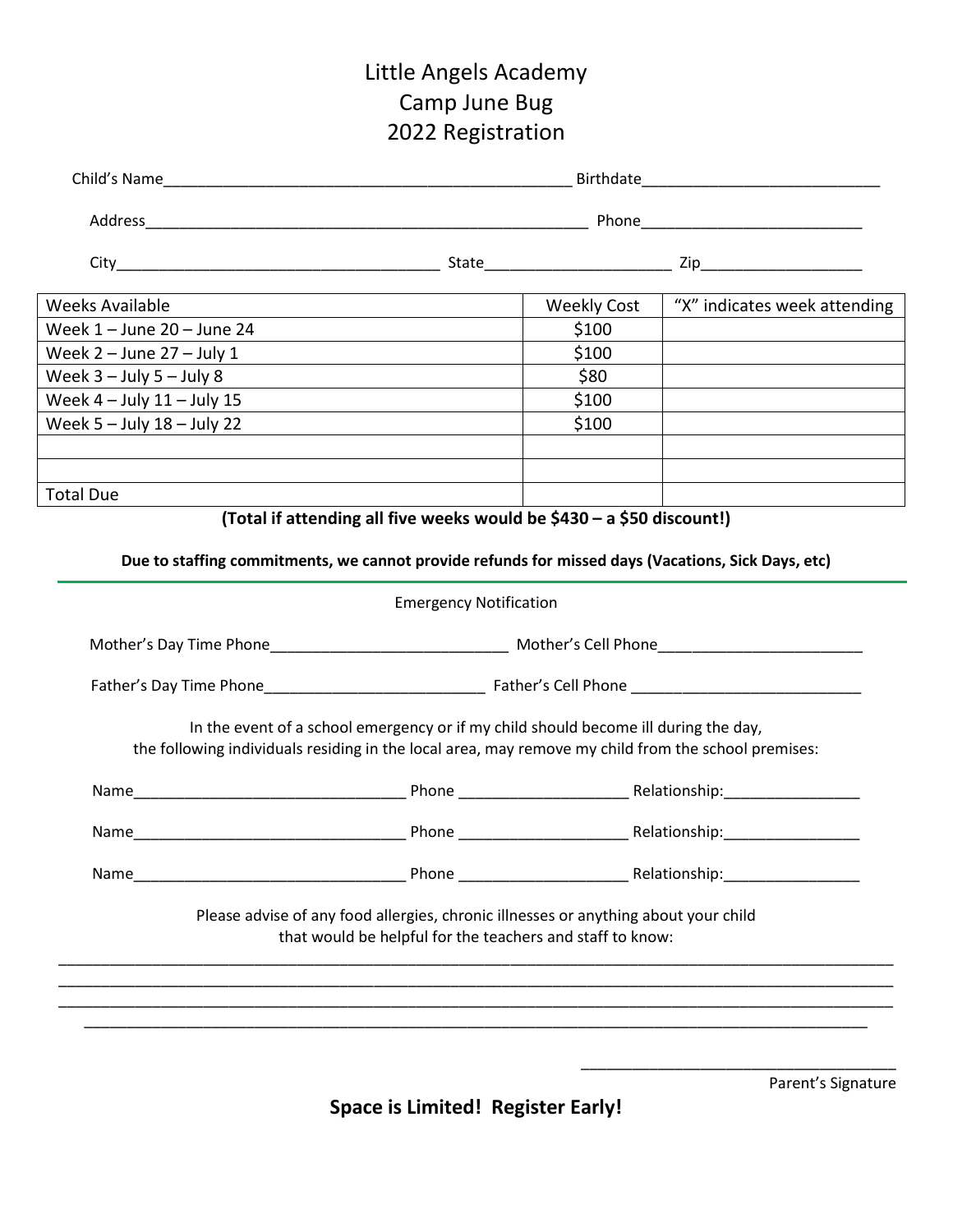# Little Angels Academy
# Camp June Bug
# 2022 Registration

Child's Name_______________________________________________ Birthdate___________________________

Address__________________________________________________ Phone_________________________

City____________________________________ State_____________________ Zip__________________

| Weeks Available | Weekly Cost | "X" indicates week attending |
|---|---|---|
| Week 1 – June 20 – June 24 | $100 | |
| Week 2 – June 27 – July 1 | $100 | |
| Week 3 – July 5 – July 8 | $80 | |
| Week 4 – July 11 – July 15 | $100 | |
| Week 5 – July 18 – July 22 | $100 | |
| | | |
| | | |
| Total Due | | |

**(Total if attending all five weeks would be $430 – a $50 discount!)**

**Due to staffing commitments, we cannot provide refunds for missed days (Vacations, Sick Days, etc)**

---

Emergency Notification

Mother's Day Time Phone___________________________ Mother's Cell Phone_______________________

Father's Day Time Phone_________________________ Father's Cell Phone __________________________

In the event of a school emergency or if my child should become ill during the day,
the following individuals residing in the local area, may remove my child from the school premises:

Name_______________________________ Phone ___________________ Relationship:_______________

Name_______________________________ Phone ___________________ Relationship:_______________

Name_______________________________ Phone ___________________ Relationship:_______________

Please advise of any food allergies, chronic illnesses or anything about your child
that would be helpful for the teachers and staff to know:

______________________________________________________________________________________________
______________________________________________________________________________________________
______________________________________________________________________________________________
_____________________________________________________________________________________________

___________________________________
Parent's Signature

**Space is Limited! Register Early!**